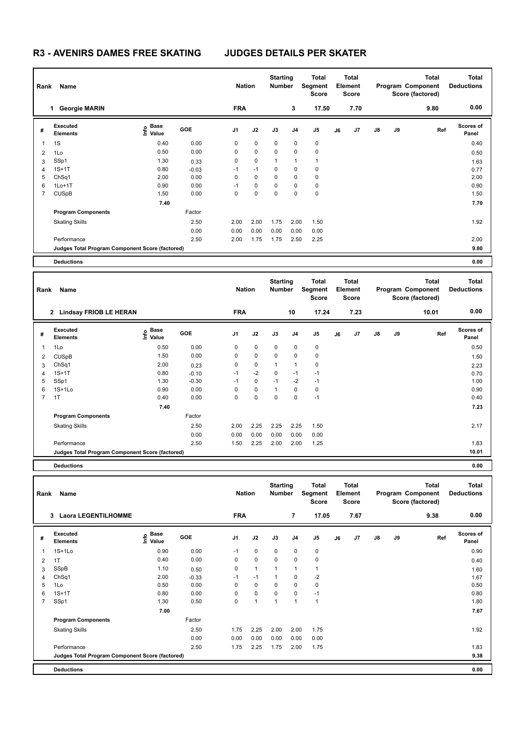# R3 - AVENIRS DAMES FREE SKATING JUDGES DETAILS PER SKATER

| Rank | Name | Nation | Starting Number | Total Segment Score | Total Element Score | Total Program Component Score (factored) | Total Deductions |
|---|---|---|---|---|---|---|---|
| 1 | Georgie MARIN | FRA | 3 | 17.50 | 7.70 | 9.80 | 0.00 |

| # | Executed Elements | Info | Base Value | GOE | J1 | J2 | J3 | J4 | J5 | J6 | J7 | J8 | J9 | Ref | Scores of Panel |
|---|---|---|---|---|---|---|---|---|---|---|---|---|---|---|---|
| 1 | 1S | | 0.40 | 0.00 | 0 | 0 | 0 | 0 | 0 | | | | | | 0.40 |
| 2 | 1Lo | | 0.50 | 0.00 | 0 | 0 | 0 | 0 | 0 | | | | | | 0.50 |
| 3 | SSp1 | | 1.30 | 0.33 | 0 | 0 | 1 | 1 | 1 | | | | | | 1.63 |
| 4 | 1S+1T | | 0.80 | -0.03 | -1 | -1 | 0 | 0 | 0 | | | | | | 0.77 |
| 5 | ChSq1 | | 2.00 | 0.00 | 0 | 0 | 0 | 0 | 0 | | | | | | 2.00 |
| 6 | 1Lo+1T | | 0.90 | 0.00 | -1 | 0 | 0 | 0 | 0 | | | | | | 0.90 |
| 7 | CUSpB | | 1.50 | 0.00 | 0 | 0 | 0 | 0 | 0 | | | | | | 1.50 |
| | | | 7.40 | | | | | | | | | | | | 7.70 |
| | **Program Components** | | | Factor | | | | | | | | | | | |
| | Skating Skills | | | 2.50 | 2.00 | 2.00 | 1.75 | 2.00 | 1.50 | | | | | | 1.92 |
| | | | | 0.00 | 0.00 | 0.00 | 0.00 | 0.00 | 0.00 | | | | | | |
| | Performance | | | 2.50 | 2.00 | 1.75 | 1.75 | 2.50 | 2.25 | | | | | | 2.00 |
| | **Judges Total Program Component Score (factored)** | | | | | | | | | | | | | | 9.80 |
| | **Deductions** | | | | | | | | | | | | | | 0.00 |

| Rank | Name | Nation | Starting Number | Total Segment Score | Total Element Score | Total Program Component Score (factored) | Total Deductions |
|---|---|---|---|---|---|---|---|
| 2 | Lindsay FRIOB LE HERAN | FRA | 10 | 17.24 | 7.23 | 10.01 | 0.00 |

| # | Executed Elements | Info | Base Value | GOE | J1 | J2 | J3 | J4 | J5 | J6 | J7 | J8 | J9 | Ref | Scores of Panel |
|---|---|---|---|---|---|---|---|---|---|---|---|---|---|---|---|
| 1 | 1Lo | | 0.50 | 0.00 | 0 | 0 | 0 | 0 | 0 | | | | | | 0.50 |
| 2 | CUSpB | | 1.50 | 0.00 | 0 | 0 | 0 | 0 | 0 | | | | | | 1.50 |
| 3 | ChSq1 | | 2.00 | 0.23 | 0 | 0 | 1 | 1 | 0 | | | | | | 2.23 |
| 4 | 1S+1T | | 0.80 | -0.10 | -1 | -2 | 0 | -1 | -1 | | | | | | 0.70 |
| 5 | SSp1 | | 1.30 | -0.30 | -1 | 0 | -1 | -2 | -1 | | | | | | 1.00 |
| 6 | 1S+1Lo | | 0.90 | 0.00 | 0 | 0 | 1 | 0 | 0 | | | | | | 0.90 |
| 7 | 1T | | 0.40 | 0.00 | 0 | 0 | 0 | 0 | -1 | | | | | | 0.40 |
| | | | 7.40 | | | | | | | | | | | | 7.23 |
| | **Program Components** | | | Factor | | | | | | | | | | | |
| | Skating Skills | | | 2.50 | 2.00 | 2.25 | 2.25 | 2.25 | 1.50 | | | | | | 2.17 |
| | | | | 0.00 | 0.00 | 0.00 | 0.00 | 0.00 | 0.00 | | | | | | |
| | Performance | | | 2.50 | 1.50 | 2.25 | 2.00 | 2.00 | 1.25 | | | | | | 1.83 |
| | **Judges Total Program Component Score (factored)** | | | | | | | | | | | | | | 10.01 |
| | **Deductions** | | | | | | | | | | | | | | 0.00 |

| Rank | Name | Nation | Starting Number | Total Segment Score | Total Element Score | Total Program Component Score (factored) | Total Deductions |
|---|---|---|---|---|---|---|---|
| 3 | Laora LEGENTILHOMME | FRA | 7 | 17.05 | 7.67 | 9.38 | 0.00 |

| # | Executed Elements | Info | Base Value | GOE | J1 | J2 | J3 | J4 | J5 | J6 | J7 | J8 | J9 | Ref | Scores of Panel |
|---|---|---|---|---|---|---|---|---|---|---|---|---|---|---|---|
| 1 | 1S+1Lo | | 0.90 | 0.00 | -1 | 0 | 0 | 0 | 0 | | | | | | 0.90 |
| 2 | 1T | | 0.40 | 0.00 | 0 | 0 | 0 | 0 | 0 | | | | | | 0.40 |
| 3 | SSpB | | 1.10 | 0.50 | 0 | 1 | 1 | 1 | 1 | | | | | | 1.60 |
| 4 | ChSq1 | | 2.00 | -0.33 | -1 | -1 | 1 | 0 | -2 | | | | | | 1.67 |
| 5 | 1Lo | | 0.50 | 0.00 | 0 | 0 | 0 | 0 | 0 | | | | | | 0.50 |
| 6 | 1S+1T | | 0.80 | 0.00 | 0 | 0 | 0 | 0 | -1 | | | | | | 0.80 |
| 7 | SSp1 | | 1.30 | 0.50 | 0 | 1 | 1 | 1 | 1 | | | | | | 1.80 |
| | | | 7.00 | | | | | | | | | | | | 7.67 |
| | **Program Components** | | | Factor | | | | | | | | | | | |
| | Skating Skills | | | 2.50 | 1.75 | 2.25 | 2.00 | 2.00 | 1.75 | | | | | | 1.92 |
| | | | | 0.00 | 0.00 | 0.00 | 0.00 | 0.00 | 0.00 | | | | | | |
| | Performance | | | 2.50 | 1.75 | 2.25 | 1.75 | 2.00 | 1.75 | | | | | | 1.83 |
| | **Judges Total Program Component Score (factored)** | | | | | | | | | | | | | | 9.38 |
| | **Deductions** | | | | | | | | | | | | | | 0.00 |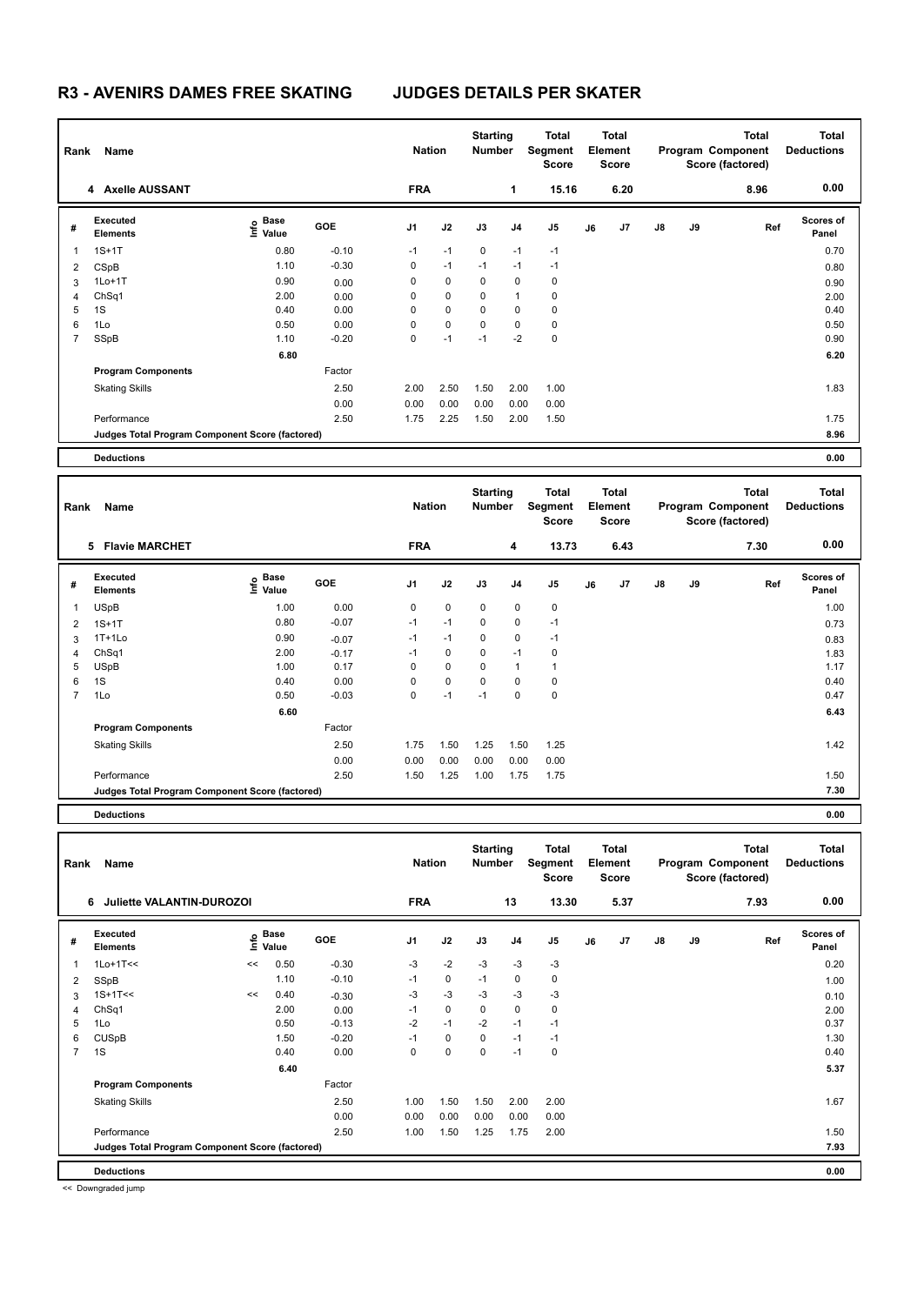# R3 - AVENIRS DAMES FREE SKATING JUDGES DETAILS PER SKATER

| Rank | Name | Nation | Starting Number | Total Segment Score | Total Element Score | Total Program Component Score (factored) | Total Deductions |
|---|---|---|---|---|---|---|---|
| 4 | Axelle AUSSANT | FRA | 1 | 15.16 | 6.20 | 8.96 | 0.00 |

| # | Executed Elements | Info | Base Value | GOE | J1 | J2 | J3 | J4 | J5 | J6 | J7 | J8 | J9 | Ref | Scores of Panel |
|---|---|---|---|---|---|---|---|---|---|---|---|---|---|---|---|
| 1 | 1S+1T | | 0.80 | -0.10 | -1 | -1 | 0 | -1 | -1 | | | | | | 0.70 |
| 2 | CSpB | | 1.10 | -0.30 | 0 | -1 | -1 | -1 | -1 | | | | | | 0.80 |
| 3 | 1Lo+1T | | 0.90 | 0.00 | 0 | 0 | 0 | 0 | 0 | | | | | | 0.90 |
| 4 | ChSq1 | | 2.00 | 0.00 | 0 | 0 | 0 | 1 | 0 | | | | | | 2.00 |
| 5 | 1S | | 0.40 | 0.00 | 0 | 0 | 0 | 0 | 0 | | | | | | 0.40 |
| 6 | 1Lo | | 0.50 | 0.00 | 0 | 0 | 0 | 0 | 0 | | | | | | 0.50 |
| 7 | SSpB | | 1.10 | -0.20 | 0 | -1 | -1 | -2 | 0 | | | | | | 0.90 |
| | | | 6.80 | | | | | | | | | | | | 6.20 |
| | **Program Components** | | | Factor | | | | | | | | | | | |
| | Skating Skills | | | 2.50 | 2.00 | 2.50 | 1.50 | 2.00 | 1.00 | | | | | | 1.83 |
| | | | | 0.00 | 0.00 | 0.00 | 0.00 | 0.00 | 0.00 | | | | | | |
| | Performance | | | 2.50 | 1.75 | 2.25 | 1.50 | 2.00 | 1.50 | | | | | | 1.75 |
| | **Judges Total Program Component Score (factored)** | | | | | | | | | | | | | | 8.96 |
| | **Deductions** | | | | | | | | | | | | | | 0.00 |

| Rank | Name | Nation | Starting Number | Total Segment Score | Total Element Score | Total Program Component Score (factored) | Total Deductions |
|---|---|---|---|---|---|---|---|
| 5 | Flavie MARCHET | FRA | 4 | 13.73 | 6.43 | 7.30 | 0.00 |

| # | Executed Elements | Info | Base Value | GOE | J1 | J2 | J3 | J4 | J5 | J6 | J7 | J8 | J9 | Ref | Scores of Panel |
|---|---|---|---|---|---|---|---|---|---|---|---|---|---|---|---|
| 1 | USpB | | 1.00 | 0.00 | 0 | 0 | 0 | 0 | 0 | | | | | | 1.00 |
| 2 | 1S+1T | | 0.80 | -0.07 | -1 | -1 | 0 | 0 | -1 | | | | | | 0.73 |
| 3 | 1T+1Lo | | 0.90 | -0.07 | -1 | -1 | 0 | 0 | -1 | | | | | | 0.83 |
| 4 | ChSq1 | | 2.00 | -0.17 | -1 | 0 | 0 | -1 | 0 | | | | | | 1.83 |
| 5 | USpB | | 1.00 | 0.17 | 0 | 0 | 0 | 1 | 1 | | | | | | 1.17 |
| 6 | 1S | | 0.40 | 0.00 | 0 | 0 | 0 | 0 | 0 | | | | | | 0.40 |
| 7 | 1Lo | | 0.50 | -0.03 | 0 | -1 | -1 | 0 | 0 | | | | | | 0.47 |
| | | | 6.60 | | | | | | | | | | | | 6.43 |
| | **Program Components** | | | Factor | | | | | | | | | | | |
| | Skating Skills | | | 2.50 | 1.75 | 1.50 | 1.25 | 1.50 | 1.25 | | | | | | 1.42 |
| | | | | 0.00 | 0.00 | 0.00 | 0.00 | 0.00 | 0.00 | | | | | | |
| | Performance | | | 2.50 | 1.50 | 1.25 | 1.00 | 1.75 | 1.75 | | | | | | 1.50 |
| | **Judges Total Program Component Score (factored)** | | | | | | | | | | | | | | 7.30 |
| | **Deductions** | | | | | | | | | | | | | | 0.00 |

| Rank | Name | Nation | Starting Number | Total Segment Score | Total Element Score | Total Program Component Score (factored) | Total Deductions |
|---|---|---|---|---|---|---|---|
| 6 | Juliette VALANTIN-DUROZOI | FRA | 13 | 13.30 | 5.37 | 7.93 | 0.00 |

| # | Executed Elements | Info | Base Value | GOE | J1 | J2 | J3 | J4 | J5 | J6 | J7 | J8 | J9 | Ref | Scores of Panel |
|---|---|---|---|---|---|---|---|---|---|---|---|---|---|---|---|
| 1 | 1Lo+1T<< | << | 0.50 | -0.30 | -3 | -2 | -3 | -3 | -3 | | | | | | 0.20 |
| 2 | SSpB | | 1.10 | -0.10 | -1 | 0 | -1 | 0 | 0 | | | | | | 1.00 |
| 3 | 1S+1T<< | << | 0.40 | -0.30 | -3 | -3 | -3 | -3 | -3 | | | | | | 0.10 |
| 4 | ChSq1 | | 2.00 | 0.00 | -1 | 0 | 0 | 0 | 0 | | | | | | 2.00 |
| 5 | 1Lo | | 0.50 | -0.13 | -2 | -1 | -2 | -1 | -1 | | | | | | 0.37 |
| 6 | CUSpB | | 1.50 | -0.20 | -1 | 0 | 0 | -1 | -1 | | | | | | 1.30 |
| 7 | 1S | | 0.40 | 0.00 | 0 | 0 | 0 | -1 | 0 | | | | | | 0.40 |
| | | | 6.40 | | | | | | | | | | | | 5.37 |
| | **Program Components** | | | Factor | | | | | | | | | | | |
| | Skating Skills | | | 2.50 | 1.00 | 1.50 | 1.50 | 2.00 | 2.00 | | | | | | 1.67 |
| | | | | 0.00 | 0.00 | 0.00 | 0.00 | 0.00 | 0.00 | | | | | | |
| | Performance | | | 2.50 | 1.00 | 1.50 | 1.25 | 1.75 | 2.00 | | | | | | 1.50 |
| | **Judges Total Program Component Score (factored)** | | | | | | | | | | | | | | 7.93 |
| | **Deductions** | | | | | | | | | | | | | | 0.00 |

<< Downgraded jump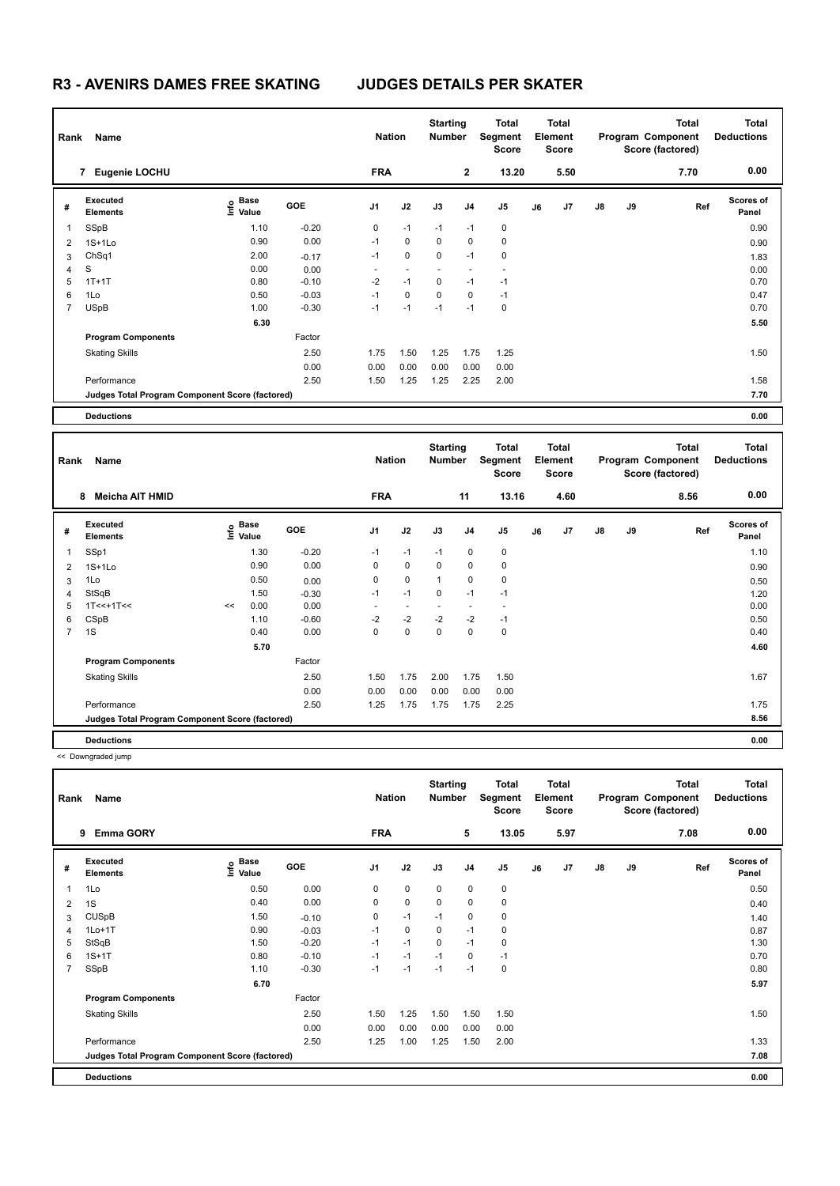# R3 - AVENIRS DAMES FREE SKATING JUDGES DETAILS PER SKATER

| Rank | Name | Nation | Starting Number | Total Segment Score | Total Element Score | Total Program Component Score (factored) | Total Deductions |
|---|---|---|---|---|---|---|---|
| 7 | Eugenie LOCHU | FRA | 2 | 13.20 | 5.50 | 7.70 | 0.00 |

| # | Executed Elements | Info | Base Value | GOE | J1 | J2 | J3 | J4 | J5 | J6 | J7 | J8 | J9 | Ref | Scores of Panel |
|---|---|---|---|---|---|---|---|---|---|---|---|---|---|---|---|
| 1 | SSpB | | 1.10 | -0.20 | 0 | -1 | -1 | -1 | 0 | | | | | | 0.90 |
| 2 | 1S+1Lo | | 0.90 | 0.00 | -1 | 0 | 0 | 0 | 0 | | | | | | 0.90 |
| 3 | ChSq1 | | 2.00 | -0.17 | -1 | 0 | 0 | -1 | 0 | | | | | | 1.83 |
| 4 | S | | 0.00 | 0.00 | - | - | - | - | - | | | | | | 0.00 |
| 5 | 1T+1T | | 0.80 | -0.10 | -2 | -1 | 0 | -1 | -1 | | | | | | 0.70 |
| 6 | 1Lo | | 0.50 | -0.03 | -1 | 0 | 0 | 0 | -1 | | | | | | 0.47 |
| 7 | USpB | | 1.00 | -0.30 | -1 | -1 | -1 | -1 | 0 | | | | | | 0.70 |
| | | | 6.30 | | | | | | | | | | | | 5.50 |
| | **Program Components** | | | Factor | | | | | | | | | | | |
| | Skating Skills | | | 2.50 | 1.75 | 1.50 | 1.25 | 1.75 | 1.25 | | | | | | 1.50 |
| | | | | 0.00 | 0.00 | 0.00 | 0.00 | 0.00 | 0.00 | | | | | | |
| | Performance | | | 2.50 | 1.50 | 1.25 | 1.25 | 2.25 | 2.00 | | | | | | 1.58 |
| | **Judges Total Program Component Score (factored)** | | | | | | | | | | | | | | 7.70 |
| | **Deductions** | | | | | | | | | | | | | | 0.00 |

| Rank | Name | Nation | Starting Number | Total Segment Score | Total Element Score | Total Program Component Score (factored) | Total Deductions |
|---|---|---|---|---|---|---|---|
| 8 | Meicha AIT HMID | FRA | 11 | 13.16 | 4.60 | 8.56 | 0.00 |

| # | Executed Elements | Info | Base Value | GOE | J1 | J2 | J3 | J4 | J5 | J6 | J7 | J8 | J9 | Ref | Scores of Panel |
|---|---|---|---|---|---|---|---|---|---|---|---|---|---|---|---|
| 1 | SSp1 | | 1.30 | -0.20 | -1 | -1 | -1 | 0 | 0 | | | | | | 1.10 |
| 2 | 1S+1Lo | | 0.90 | 0.00 | 0 | 0 | 0 | 0 | 0 | | | | | | 0.90 |
| 3 | 1Lo | | 0.50 | 0.00 | 0 | 0 | 1 | 0 | 0 | | | | | | 0.50 |
| 4 | StSqB | | 1.50 | -0.30 | -1 | -1 | 0 | -1 | -1 | | | | | | 1.20 |
| 5 | 1T<<+1T<< | << | 0.00 | 0.00 | - | - | - | - | - | | | | | | 0.00 |
| 6 | CSpB | | 1.10 | -0.60 | -2 | -2 | -2 | -2 | -1 | | | | | | 0.50 |
| 7 | 1S | | 0.40 | 0.00 | 0 | 0 | 0 | 0 | 0 | | | | | | 0.40 |
| | | | 5.70 | | | | | | | | | | | | 4.60 |
| | **Program Components** | | | Factor | | | | | | | | | | | |
| | Skating Skills | | | 2.50 | 1.50 | 1.75 | 2.00 | 1.75 | 1.50 | | | | | | 1.67 |
| | | | | 0.00 | 0.00 | 0.00 | 0.00 | 0.00 | 0.00 | | | | | | |
| | Performance | | | 2.50 | 1.25 | 1.75 | 1.75 | 1.75 | 2.25 | | | | | | 1.75 |
| | **Judges Total Program Component Score (factored)** | | | | | | | | | | | | | | 8.56 |
| | **Deductions** | | | | | | | | | | | | | | 0.00 |

<< Downgraded jump

| Rank | Name | Nation | Starting Number | Total Segment Score | Total Element Score | Total Program Component Score (factored) | Total Deductions |
|---|---|---|---|---|---|---|---|
| 9 | Emma GORY | FRA | 5 | 13.05 | 5.97 | 7.08 | 0.00 |

| # | Executed Elements | Info | Base Value | GOE | J1 | J2 | J3 | J4 | J5 | J6 | J7 | J8 | J9 | Ref | Scores of Panel |
|---|---|---|---|---|---|---|---|---|---|---|---|---|---|---|---|
| 1 | 1Lo | | 0.50 | 0.00 | 0 | 0 | 0 | 0 | 0 | | | | | | 0.50 |
| 2 | 1S | | 0.40 | 0.00 | 0 | 0 | 0 | 0 | 0 | | | | | | 0.40 |
| 3 | CUSpB | | 1.50 | -0.10 | 0 | -1 | -1 | 0 | 0 | | | | | | 1.40 |
| 4 | 1Lo+1T | | 0.90 | -0.03 | -1 | 0 | 0 | -1 | 0 | | | | | | 0.87 |
| 5 | StSqB | | 1.50 | -0.20 | -1 | -1 | 0 | -1 | 0 | | | | | | 1.30 |
| 6 | 1S+1T | | 0.80 | -0.10 | -1 | -1 | -1 | 0 | -1 | | | | | | 0.70 |
| 7 | SSpB | | 1.10 | -0.30 | -1 | -1 | -1 | -1 | 0 | | | | | | 0.80 |
| | | | 6.70 | | | | | | | | | | | | 5.97 |
| | **Program Components** | | | Factor | | | | | | | | | | | |
| | Skating Skills | | | 2.50 | 1.50 | 1.25 | 1.50 | 1.50 | 1.50 | | | | | | 1.50 |
| | | | | 0.00 | 0.00 | 0.00 | 0.00 | 0.00 | 0.00 | | | | | | |
| | Performance | | | 2.50 | 1.25 | 1.00 | 1.25 | 1.50 | 2.00 | | | | | | 1.33 |
| | **Judges Total Program Component Score (factored)** | | | | | | | | | | | | | | 7.08 |
| | **Deductions** | | | | | | | | | | | | | | 0.00 |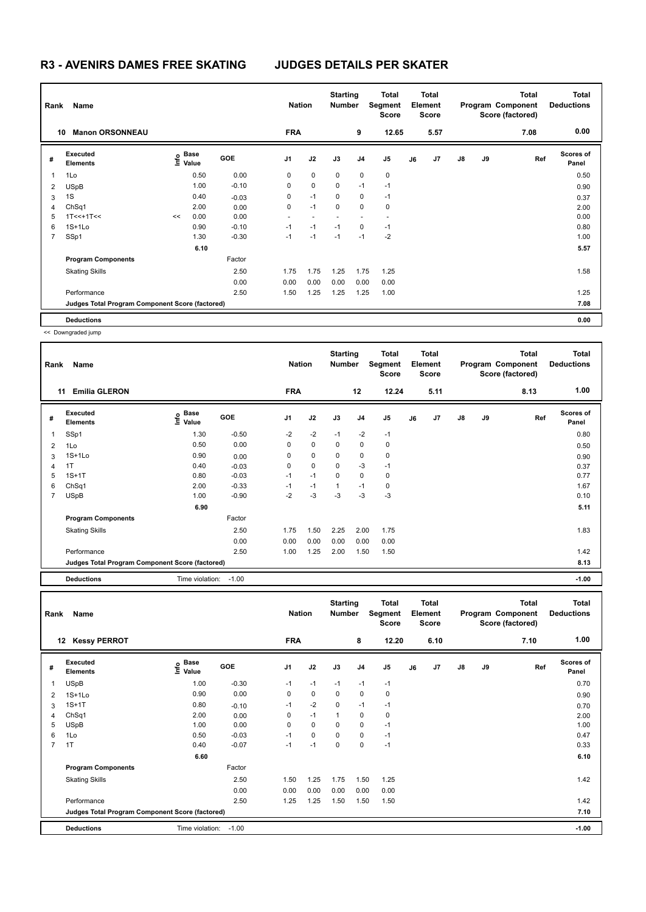# R3 - AVENIRS DAMES FREE SKATING JUDGES DETAILS PER SKATER

| Rank | Name | Nation | Starting Number | Total Segment Score | Total Element Score | Total Program Component Score (factored) | Total Deductions |
|---|---|---|---|---|---|---|---|
| 10 | Manon ORSONNEAU | FRA | 9 | 12.65 | 5.57 | 7.08 | 0.00 |

| # | Executed Elements | Info | Base Value | GOE | J1 | J2 | J3 | J4 | J5 | J6 | J7 | J8 | J9 | Ref | Scores of Panel |
|---|---|---|---|---|---|---|---|---|---|---|---|---|---|---|---|
| 1 | 1Lo | | 0.50 | 0.00 | 0 | 0 | 0 | 0 | 0 | | | | | | 0.50 |
| 2 | USpB | | 1.00 | -0.10 | 0 | 0 | 0 | -1 | -1 | | | | | | 0.90 |
| 3 | 1S | | 0.40 | -0.03 | 0 | -1 | 0 | 0 | -1 | | | | | | 0.37 |
| 4 | ChSq1 | | 2.00 | 0.00 | 0 | -1 | 0 | 0 | 0 | | | | | | 2.00 |
| 5 | 1T<<+1T<< | << | 0.00 | 0.00 | - | - | - | - | - | | | | | | 0.00 |
| 6 | 1S+1Lo | | 0.90 | -0.10 | -1 | -1 | -1 | 0 | -1 | | | | | | 0.80 |
| 7 | SSp1 | | 1.30 | -0.30 | -1 | -1 | -1 | -1 | -2 | | | | | | 1.00 |
| | | | 6.10 | | | | | | | | | | | | 5.57 |
| | **Program Components** | | | Factor | | | | | | | | | | | |
| | Skating Skills | | | 2.50 | 1.75 | 1.75 | 1.25 | 1.75 | 1.25 | | | | | | 1.58 |
| | | | | 0.00 | 0.00 | 0.00 | 0.00 | 0.00 | 0.00 | | | | | | |
| | Performance | | | 2.50 | 1.50 | 1.25 | 1.25 | 1.25 | 1.00 | | | | | | 1.25 |
| | Judges Total Program Component Score (factored) | | | | | | | | | | | | | | 7.08 |
| | **Deductions** | | | | | | | | | | | | | | 0.00 |

<< Downgraded jump

| Rank | Name | Nation | Starting Number | Total Segment Score | Total Element Score | Total Program Component Score (factored) | Total Deductions |
|---|---|---|---|---|---|---|---|
| 11 | Emilia GLERON | FRA | 12 | 12.24 | 5.11 | 8.13 | 1.00 |

| # | Executed Elements | Info | Base Value | GOE | J1 | J2 | J3 | J4 | J5 | J6 | J7 | J8 | J9 | Ref | Scores of Panel |
|---|---|---|---|---|---|---|---|---|---|---|---|---|---|---|---|
| 1 | SSp1 | | 1.30 | -0.50 | -2 | -2 | -1 | -2 | -1 | | | | | | 0.80 |
| 2 | 1Lo | | 0.50 | 0.00 | 0 | 0 | 0 | 0 | 0 | | | | | | 0.50 |
| 3 | 1S+1Lo | | 0.90 | 0.00 | 0 | 0 | 0 | 0 | 0 | | | | | | 0.90 |
| 4 | 1T | | 0.40 | -0.03 | 0 | 0 | 0 | -3 | -1 | | | | | | 0.37 |
| 5 | 1S+1T | | 0.80 | -0.03 | -1 | -1 | 0 | 0 | 0 | | | | | | 0.77 |
| 6 | ChSq1 | | 2.00 | -0.33 | -1 | -1 | 1 | -1 | 0 | | | | | | 1.67 |
| 7 | USpB | | 1.00 | -0.90 | -2 | -3 | -3 | -3 | -3 | | | | | | 0.10 |
| | | | 6.90 | | | | | | | | | | | | 5.11 |
| | **Program Components** | | | Factor | | | | | | | | | | | |
| | Skating Skills | | | 2.50 | 1.75 | 1.50 | 2.25 | 2.00 | 1.75 | | | | | | 1.83 |
| | | | | 0.00 | 0.00 | 0.00 | 0.00 | 0.00 | 0.00 | | | | | | |
| | Performance | | | 2.50 | 1.00 | 1.25 | 2.00 | 1.50 | 1.50 | | | | | | 1.42 |
| | Judges Total Program Component Score (factored) | | | | | | | | | | | | | | 8.13 |
| | **Deductions** | Time violation: | -1.00 | | | | | | | | | | | | -1.00 |

| Rank | Name | Nation | Starting Number | Total Segment Score | Total Element Score | Total Program Component Score (factored) | Total Deductions |
|---|---|---|---|---|---|---|---|
| 12 | Kessy PERROT | FRA | 8 | 12.20 | 6.10 | 7.10 | 1.00 |

| # | Executed Elements | Info | Base Value | GOE | J1 | J2 | J3 | J4 | J5 | J6 | J7 | J8 | J9 | Ref | Scores of Panel |
|---|---|---|---|---|---|---|---|---|---|---|---|---|---|---|---|
| 1 | USpB | | 1.00 | -0.30 | -1 | -1 | -1 | -1 | -1 | | | | | | 0.70 |
| 2 | 1S+1Lo | | 0.90 | 0.00 | 0 | 0 | 0 | 0 | 0 | | | | | | 0.90 |
| 3 | 1S+1T | | 0.80 | -0.10 | -1 | -2 | 0 | -1 | -1 | | | | | | 0.70 |
| 4 | ChSq1 | | 2.00 | 0.00 | 0 | -1 | 1 | 0 | 0 | | | | | | 2.00 |
| 5 | USpB | | 1.00 | 0.00 | 0 | 0 | 0 | 0 | -1 | | | | | | 1.00 |
| 6 | 1Lo | | 0.50 | -0.03 | -1 | 0 | 0 | 0 | -1 | | | | | | 0.47 |
| 7 | 1T | | 0.40 | -0.07 | -1 | -1 | 0 | 0 | -1 | | | | | | 0.33 |
| | | | 6.60 | | | | | | | | | | | | 6.10 |
| | **Program Components** | | | Factor | | | | | | | | | | | |
| | Skating Skills | | | 2.50 | 1.50 | 1.25 | 1.75 | 1.50 | 1.25 | | | | | | 1.42 |
| | | | | 0.00 | 0.00 | 0.00 | 0.00 | 0.00 | 0.00 | | | | | | |
| | Performance | | | 2.50 | 1.25 | 1.25 | 1.50 | 1.50 | 1.50 | | | | | | 1.42 |
| | Judges Total Program Component Score (factored) | | | | | | | | | | | | | | 7.10 |
| | **Deductions** | Time violation: | -1.00 | | | | | | | | | | | | -1.00 |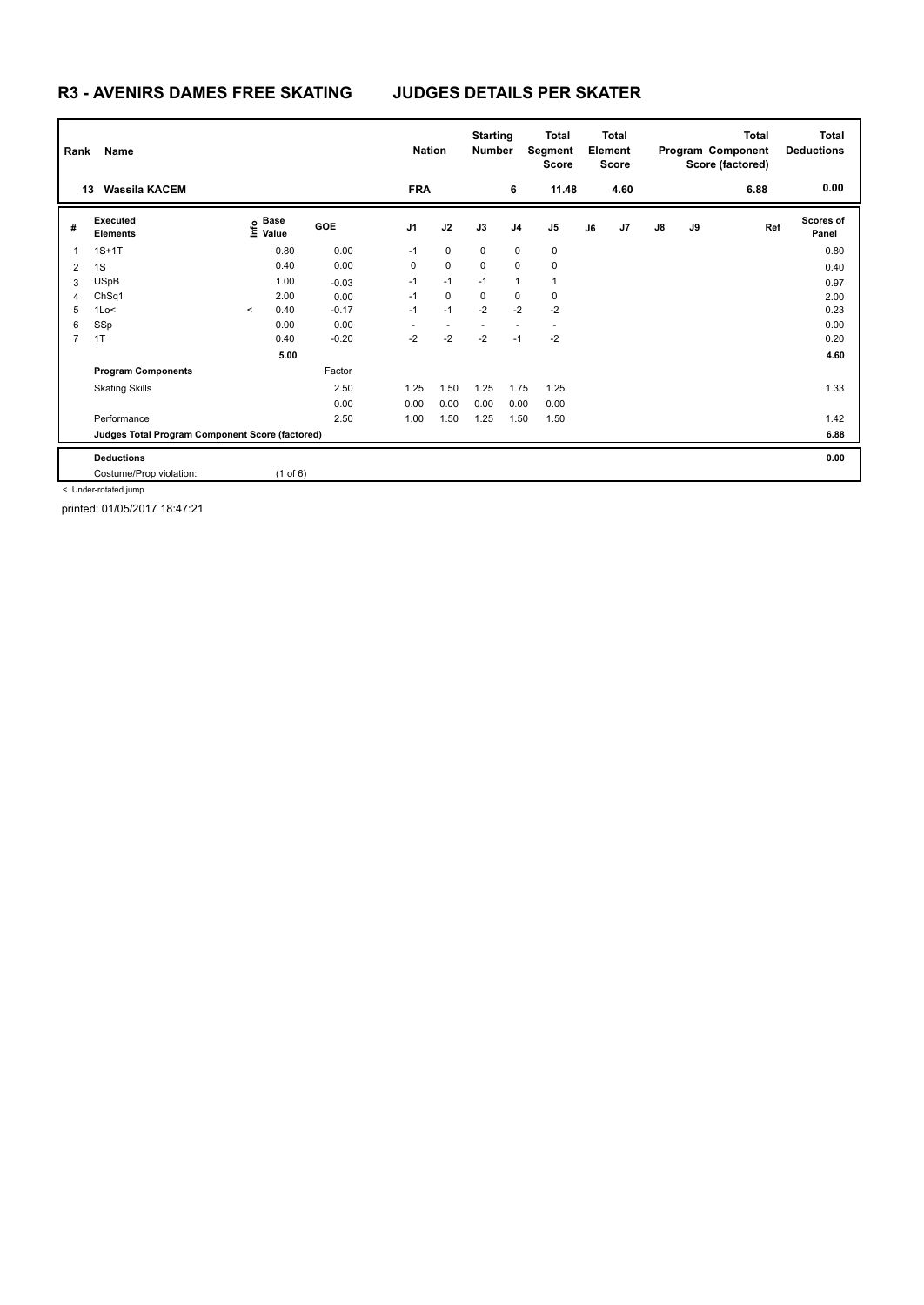# R3 - AVENIRS DAMES FREE SKATING JUDGES DETAILS PER SKATER

| Rank | Name | Nation | Starting Number | Total Segment Score | Total Element Score | Total Program Component Score (factored) | Total Deductions |
|---|---|---|---|---|---|---|---|
| 13 | Wassila KACEM | FRA | 6 | 11.48 | 4.60 | 6.88 | 0.00 |

| # | Executed Elements | Info | Base Value | GOE | J1 | J2 | J3 | J4 | J5 | J6 | J7 | J8 | J9 | Ref | Scores of Panel |
|---|---|---|---|---|---|---|---|---|---|---|---|---|---|---|---|
| 1 | 1S+1T | | 0.80 | 0.00 | -1 | 0 | 0 | 0 | 0 | | | | | | 0.80 |
| 2 | 1S | | 0.40 | 0.00 | 0 | 0 | 0 | 0 | 0 | | | | | | 0.40 |
| 3 | USpB | | 1.00 | -0.03 | -1 | -1 | -1 | 1 | 1 | | | | | | 0.97 |
| 4 | ChSq1 | | 2.00 | 0.00 | -1 | 0 | 0 | 0 | 0 | | | | | | 2.00 |
| 5 | 1Lo< | < | 0.40 | -0.17 | -1 | -1 | -2 | -2 | -2 | | | | | | 0.23 |
| 6 | SSp | | 0.00 | 0.00 | - | - | - | - | - | | | | | | 0.00 |
| 7 | 1T | | 0.40 | -0.20 | -2 | -2 | -2 | -1 | -2 | | | | | | 0.20 |
| | | | 5.00 | | | | | | | | | | | | 4.60 |
| | **Program Components** | | | Factor | | | | | | | | | | | |
| | Skating Skills | | | 2.50 | 1.25 | 1.50 | 1.25 | 1.75 | 1.25 | | | | | | 1.33 |
| | | | | 0.00 | 0.00 | 0.00 | 0.00 | 0.00 | 0.00 | | | | | | |
| | Performance | | | 2.50 | 1.00 | 1.50 | 1.25 | 1.50 | 1.50 | | | | | | 1.42 |
| | **Judges Total Program Component Score (factored)** | | | | | | | | | | | | | | 6.88 |
| | **Deductions** | | | | | | | | | | | | | | 0.00 |
| | Costume/Prop violation: | | (1 of 6) | | | | | | | | | | | | |

< Under-rotated jump

printed: 01/05/2017 18:47:21